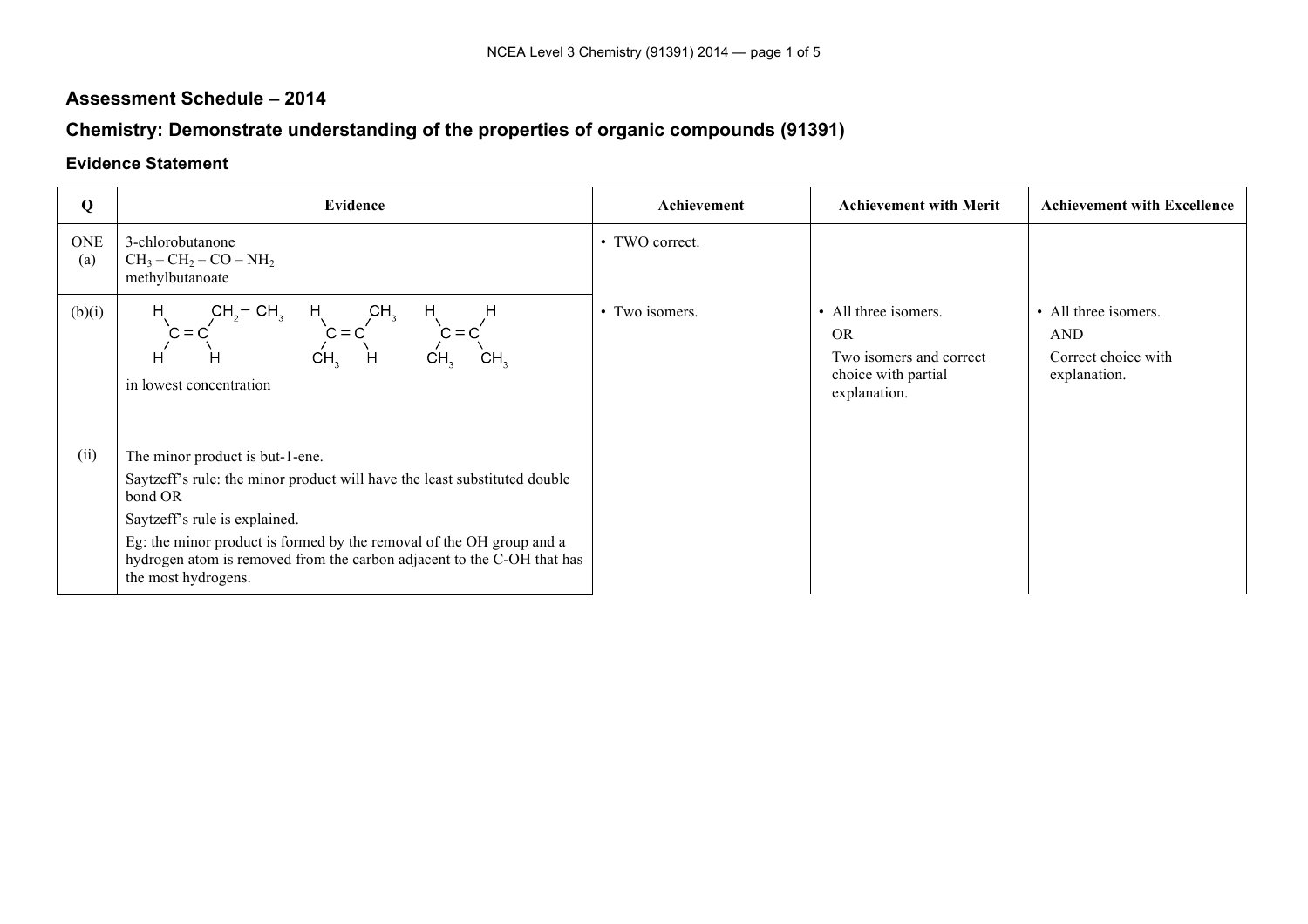## Assessment Schedule – 2014

## Chemistry: Demonstrate understanding of the properties of organic compounds (91391)

### Evidence Statement

| Q | Evidence | Achievement | Achievement with Merit | Achievement with Excellence |
|---|---|---|---|---|
| ONE (a) | 3-chlorobutanone<br>$CH_3 – CH_2 – CO – NH_2$<br>methylbutanoate | • TWO correct. | | |
| (b)(i) | $H_2C=CH–CH_2–CH_3$ &nbsp;&nbsp; (H)(H)C=C(H)($CH_2 – CH_3$)<br>(H)($CH_3$)C=C($CH_3$)(H) &nbsp;&nbsp; (H)($CH_3$)C=C(H)($CH_3$)<br>in lowest concentration | • Two isomers. | • All three isomers.<br>OR<br>Two isomers and correct choice with partial explanation. | • All three isomers.<br>AND<br>Correct choice with explanation. |
| (ii) | The minor product is but-1-ene.<br>Saytzeff's rule: the minor product will have the least substituted double bond OR<br>Saytzeff's rule is explained.<br>Eg: the minor product is formed by the removal of the OH group and a hydrogen atom is removed from the carbon adjacent to the C-OH that has the most hydrogens. | | | |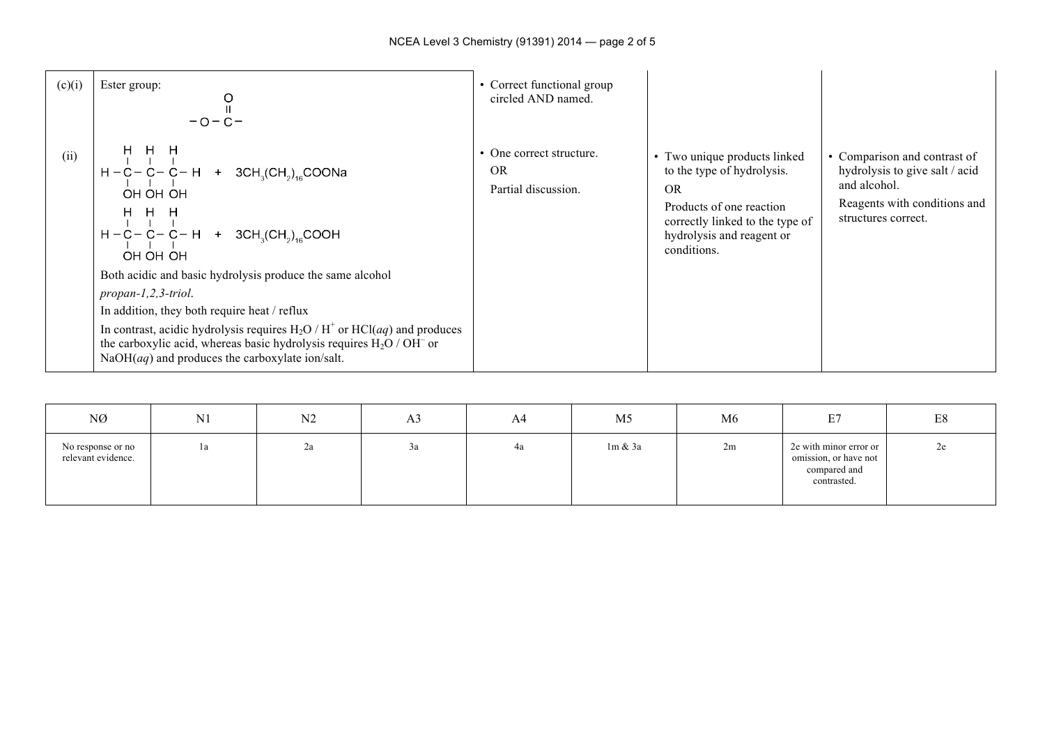| | | | | |
|---|---|---|---|---|
| (c)(i) | Ester group: $-O-\overset{\large O}{\overset{\|\|}{C}}-$ | • Correct functional group circled AND named. | | |
| (ii) | $\begin{array}{c} \text{H}\;\;\text{H}\;\;\text{H} \\ \text{H}-\text{C}-\text{C}-\text{C}-\text{H} \\ \text{OH}\;\text{OH}\;\text{OH} \end{array}$ + $3CH_3(CH_2)_{16}COONa$ <br><br> $\begin{array}{c} \text{H}\;\;\text{H}\;\;\text{H} \\ \text{H}-\text{C}-\text{C}-\text{C}-\text{H} \\ \text{OH}\;\text{OH}\;\text{OH} \end{array}$ + $3CH_3(CH_2)_{16}COOH$ <br><br> Both acidic and basic hydrolysis produce the same alcohol *propan-1,2,3-triol*. <br><br> In addition, they both require heat / reflux <br><br> In contrast, acidic hydrolysis requires $H_2O$ / $H^+$ or HCl(*aq*) and produces the carboxylic acid, whereas basic hydrolysis requires $H_2O$ / $OH^-$ or NaOH(*aq*) and produces the carboxylate ion/salt. | • One correct structure. <br>OR <br>Partial discussion. | • Two unique products linked to the type of hydrolysis. <br>OR <br>Products of one reaction correctly linked to the type of hydrolysis and reagent or conditions. | • Comparison and contrast of hydrolysis to give salt / acid and alcohol. <br>Reagents with conditions and structures correct. |

| NØ | N1 | N2 | A3 | A4 | M5 | M6 | E7 | E8 |
|---|---|---|---|---|---|---|---|---|
| No response or no relevant evidence. | 1a | 2a | 3a | 4a | 1m & 3a | 2m | 2e with minor error or omission, or have not compared and contrasted. | 2e |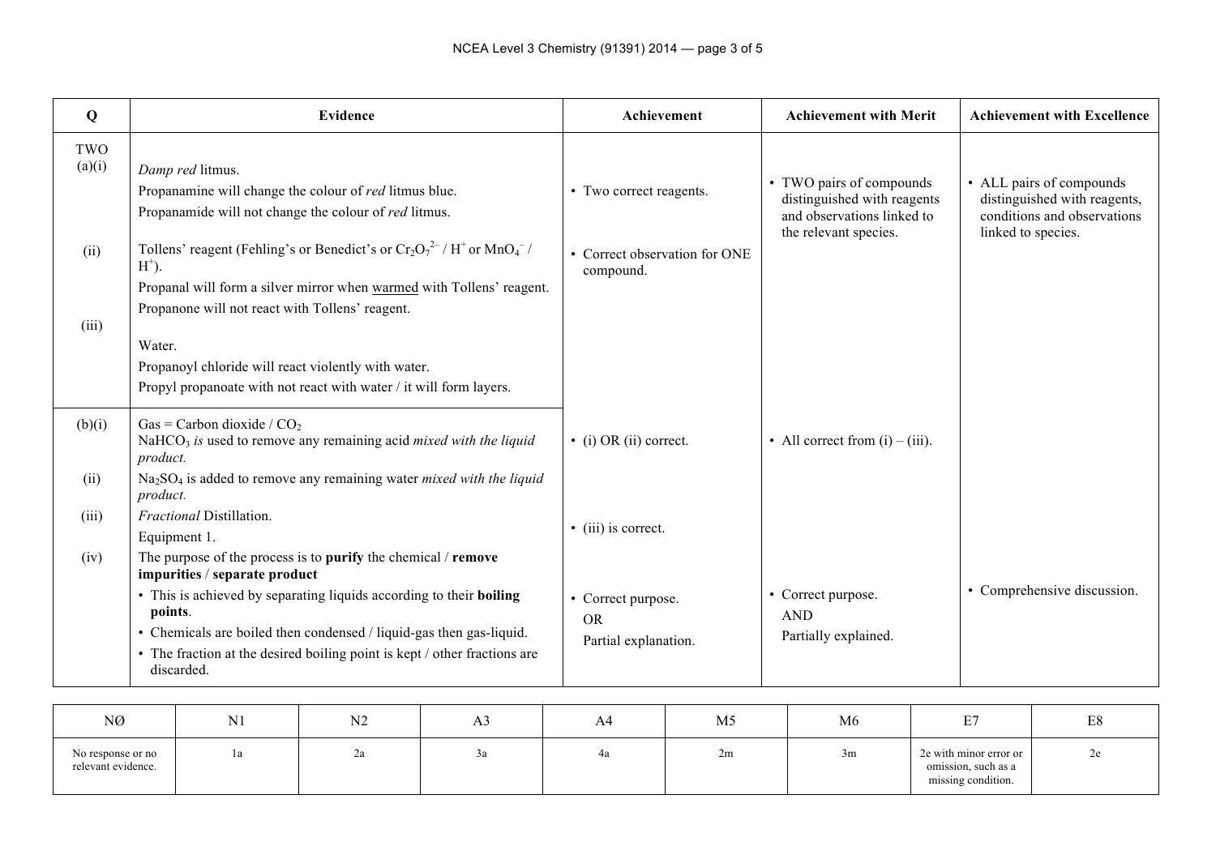| Q | Evidence | Achievement | Achievement with Merit | Achievement with Excellence |
|---|---|---|---|---|
| TWO (a)(i) | *Damp red* litmus. Propanamine will change the colour of *red* litmus blue. Propanamide will not change the colour of *red* litmus. | • Two correct reagents. | • TWO pairs of compounds distinguished with reagents and observations linked to the relevant species. | • ALL pairs of compounds distinguished with reagents, conditions and observations linked to species. |
| (ii) | Tollens' reagent (Fehling's or Benedict's or $Cr_2O_7^{2-}$ / $H^+$ or $MnO_4^-$ / $H^+$). Propanal will form a silver mirror when warmed with Tollens' reagent. Propanone will not react with Tollens' reagent. | • Correct observation for ONE compound. | | |
| (iii) | Water. Propanoyl chloride will react violently with water. Propyl propanoate with not react with water / it will form layers. | | | |
| (b)(i) | Gas = Carbon dioxide / $CO_2$ $NaHCO_3$ *is* used to remove any remaining acid *mixed with the liquid product.* | • (i) OR (ii) correct. | • All correct from (i) – (iii). | |
| (ii) | $Na_2SO_4$ is added to remove any remaining water *mixed with the liquid product.* | | | |
| (iii) | *Fractional* Distillation. Equipment 1. | • (iii) is correct. | | |
| (iv) | The purpose of the process is to **purify** the chemical / **remove impurities** / **separate product** <br>• This is achieved by separating liquids according to their **boiling points**. <br>• Chemicals are boiled then condensed / liquid-gas then gas-liquid. <br>• The fraction at the desired boiling point is kept / other fractions are discarded. | • Correct purpose. OR Partial explanation. | • Correct purpose. AND Partially explained. | • Comprehensive discussion. |

| NØ | N1 | N2 | A3 | A4 | M5 | M6 | E7 | E8 |
|---|---|---|---|---|---|---|---|---|
| No response or no relevant evidence. | 1a | 2a | 3a | 4a | 2m | 3m | 2e with minor error or omission, such as a missing condition. | 2e |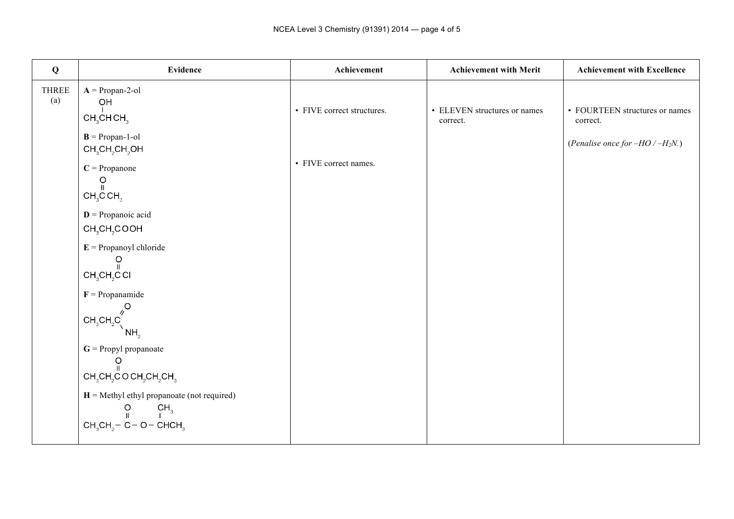| Q | Evidence | Achievement | Achievement with Merit | Achievement with Excellence |
|---|---|---|---|---|
| THREE (a) | **A** = Propan-2-ol <br> $CH_3CH(OH)CH_3$ <br><br> **B** = Propan-1-ol <br> $CH_3CH_2CH_2OH$ <br><br> **C** = Propanone <br> $CH_3C(=O)CH_3$ <br><br> **D** = Propanoic acid <br> $CH_3CH_2COOH$ <br><br> **E** = Propanoyl chloride <br> $CH_3CH_2C(=O)Cl$ <br><br> **F** = Propanamide <br> $CH_3CH_2C(=O)NH_2$ <br><br> **G** = Propyl propanoate <br> $CH_3CH_2C(=O)OCH_2CH_2CH_3$ <br><br> **H** = Methyl ethyl propanoate (not required) <br> $CH_3CH_2-C(=O)-O-CH(CH_3)CH_3$ | • FIVE correct structures. <br><br> • FIVE correct names. | • ELEVEN structures or names correct. | • FOURTEEN structures or names correct. <br><br> (*Penalise once for –HO / –$H_2N$.*) |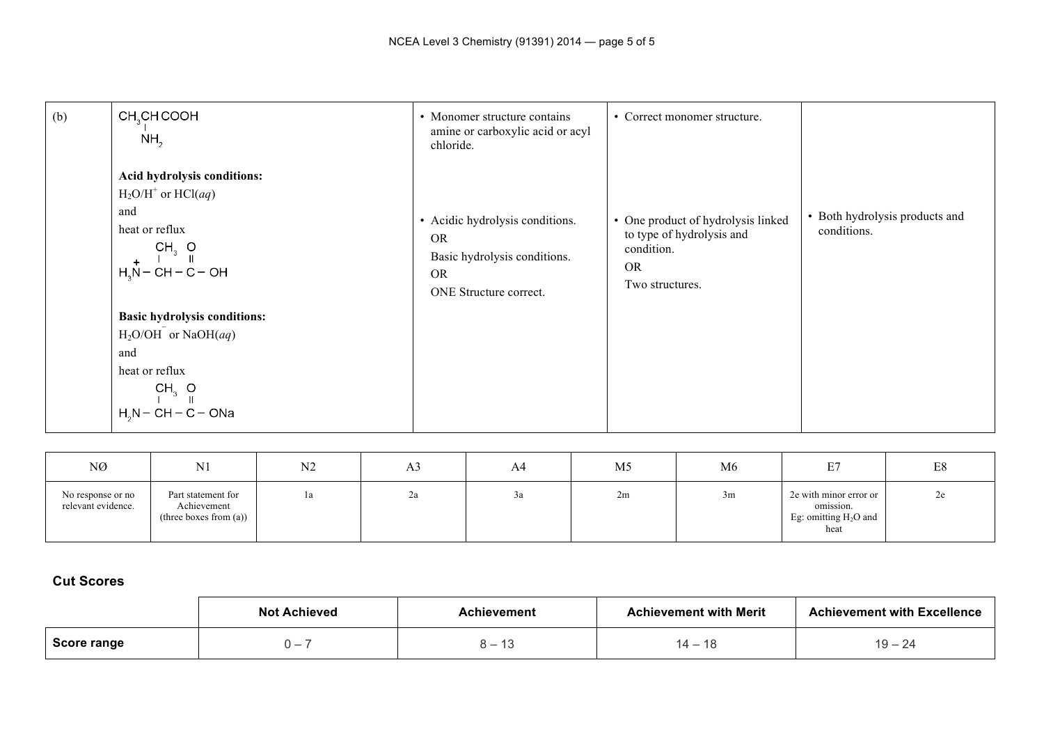| | | | | |
|---|---|---|---|---|
| (b) | $CH_3CH(NH_2)COOH$<br><br>**Acid hydrolysis conditions:**<br>$H_2O/H^+$ or HCl(*aq*)<br>and<br>heat or reflux<br>$H_3\overset{+}{N}-CH(CH_3)-C(=O)-OH$<br><br>**Basic hydrolysis conditions:**<br>$H_2O/OH^-$ or NaOH(*aq*)<br>and<br>heat or reflux<br>$H_2N-CH(CH_3)-C(=O)-ONa$ | • Monomer structure contains amine or carboxylic acid or acyl chloride.<br><br>• Acidic hydrolysis conditions.<br>OR<br>Basic hydrolysis conditions.<br>OR<br>ONE Structure correct. | • Correct monomer structure.<br><br>• One product of hydrolysis linked to type of hydrolysis and condition.<br>OR<br>Two structures. | • Both hydrolysis products and conditions. |

| NØ | N1 | N2 | A3 | A4 | M5 | M6 | E7 | E8 |
|---|---|---|---|---|---|---|---|---|
| No response or no relevant evidence. | Part statement for Achievement (three boxes from (a)) | 1a | 2a | 3a | 2m | 3m | 2e with minor error or omission. Eg: omitting $H_2O$ and heat | 2e |

### Cut Scores

| | Not Achieved | Achievement | Achievement with Merit | Achievement with Excellence |
|---|---|---|---|---|
| **Score range** | 0 – 7 | 8 – 13 | 14 – 18 | 19 – 24 |